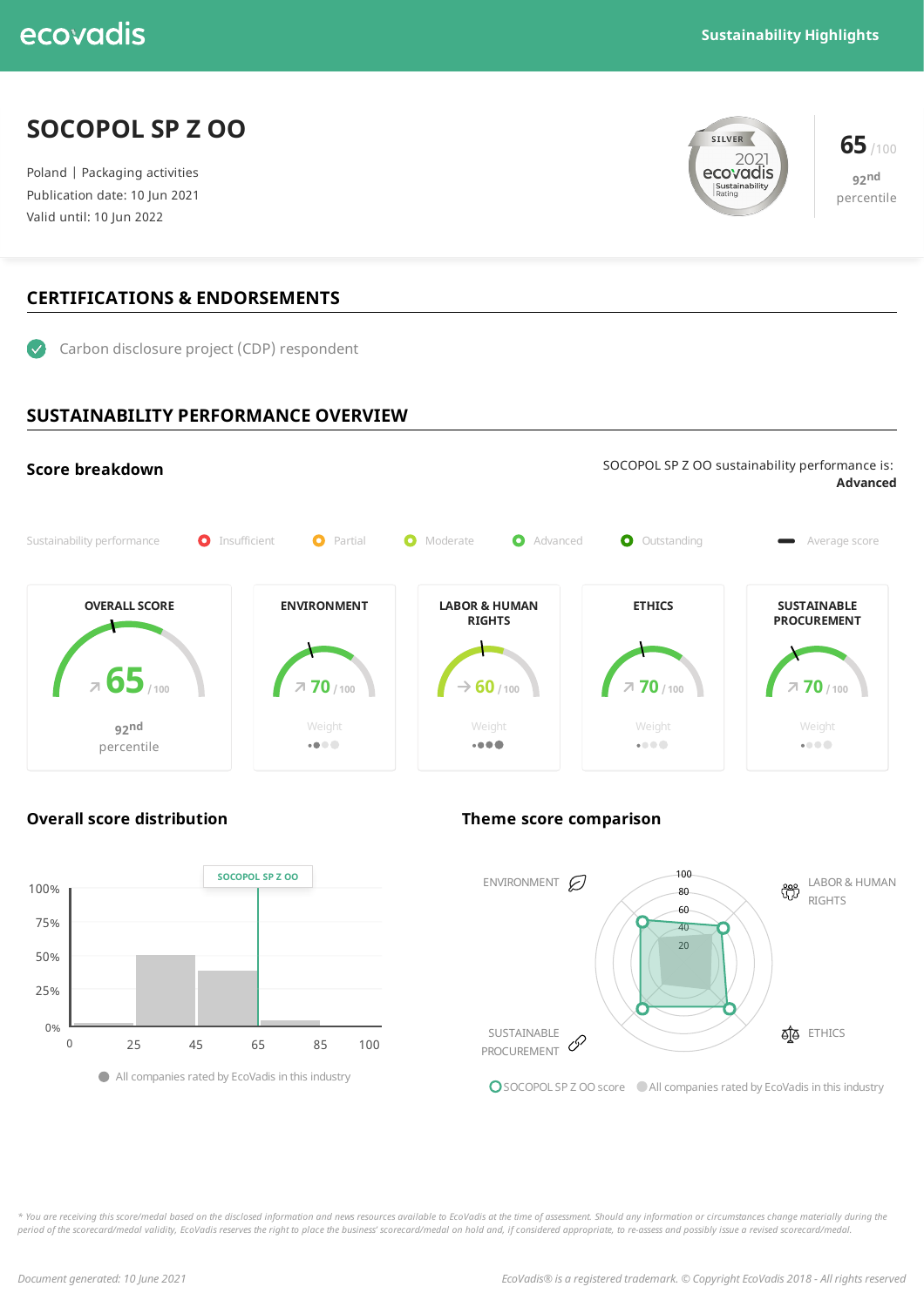ecovadis

Sustainability Highlights

# SOCOPOL SP Z OO

Poland | Packaging activities
Publication date: 10 Jun 2021
Valid until: 10 Jun 2022

SILVER 2021 ecovadis Sustainability Rating

**65** /100
92nd percentile

## CERTIFICATIONS & ENDORSEMENTS

- Carbon disclosure project (CDP) respondent

## SUSTAINABILITY PERFORMANCE OVERVIEW

### Score breakdown

SOCOPOL SP Z OO sustainability performance is: **Advanced**

Sustainability performance: Insufficient | Partial | Moderate | Advanced | Outstanding | Average score

| OVERALL SCORE | ENVIRONMENT | LABOR & HUMAN RIGHTS | ETHICS | SUSTAINABLE PROCUREMENT |
|---|---|---|---|---|
| 65 /100 | 70 /100 | 60 /100 | 70 /100 | 70 /100 |
| 92nd percentile | Weight | Weight | Weight | Weight |

### Overall score distribution

SOCOPOL SP Z OO

All companies rated by EcoVadis in this industry

### Theme score comparison

ENVIRONMENT | LABOR & HUMAN RIGHTS | ETHICS | SUSTAINABLE PROCUREMENT

SOCOPOL SP Z OO score | All companies rated by EcoVadis in this industry

*\* You are receiving this score/medal based on the disclosed information and news resources available to EcoVadis at the time of assessment. Should any information or circumstances change materially during the period of the scorecard/medal validity, EcoVadis reserves the right to place the business' scorecard/medal on hold and, if considered appropriate, to re-assess and possibly issue a revised scorecard/medal.*

*Document generated: 10 June 2021*

*EcoVadis® is a registered trademark. © Copyright EcoVadis 2018 - All rights reserved*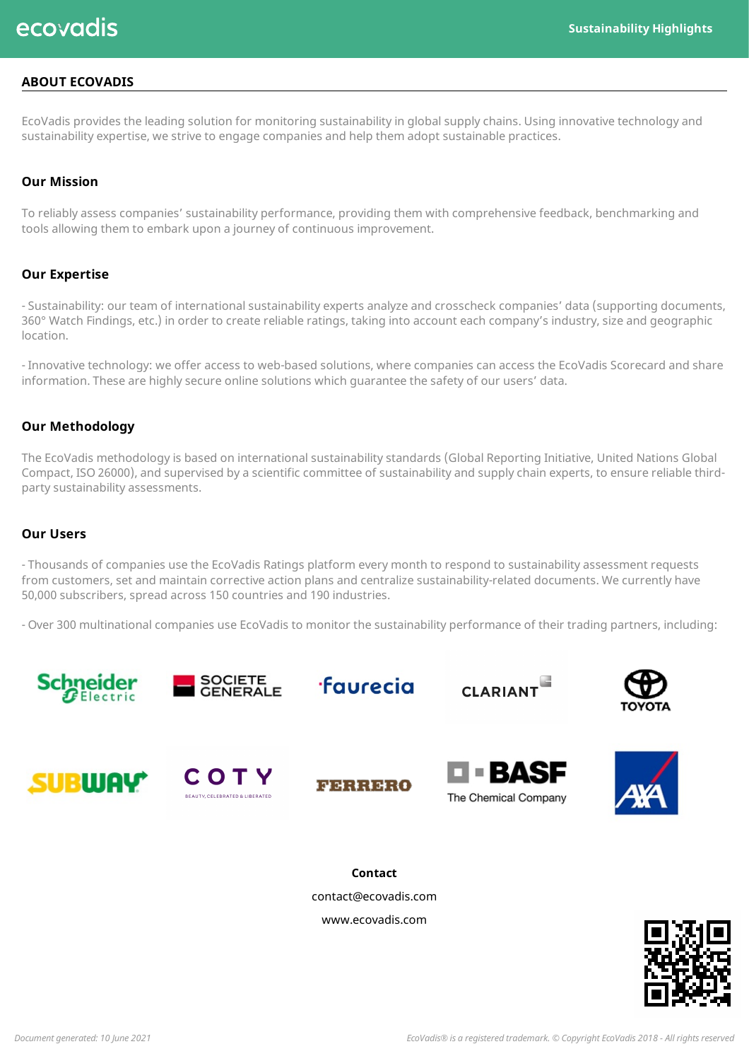## ABOUT ECOVADIS

EcoVadis provides the leading solution for monitoring sustainability in global supply chains. Using innovative technology and sustainability expertise, we strive to engage companies and help them adopt sustainable practices.

### Our Mission

To reliably assess companies' sustainability performance, providing them with comprehensive feedback, benchmarking and tools allowing them to embark upon a journey of continuous improvement.

### Our Expertise

- Sustainability: our team of international sustainability experts analyze and crosscheck companies' data (supporting documents, 360° Watch Findings, etc.) in order to create reliable ratings, taking into account each company's industry, size and geographic location.

- Innovative technology: we offer access to web-based solutions, where companies can access the EcoVadis Scorecard and share information. These are highly secure online solutions which guarantee the safety of our users' data.

### Our Methodology

The EcoVadis methodology is based on international sustainability standards (Global Reporting Initiative, United Nations Global Compact, ISO 26000), and supervised by a scientific committee of sustainability and supply chain experts, to ensure reliable third-party sustainability assessments.

### Our Users

- Thousands of companies use the EcoVadis Ratings platform every month to respond to sustainability assessment requests from customers, set and maintain corrective action plans and centralize sustainability-related documents. We currently have 50,000 subscribers, spread across 150 countries and 190 industries.

- Over 300 multinational companies use EcoVadis to monitor the sustainability performance of their trading partners, including:

Schneider Electric, Societe Generale, Faurecia, Clariant, Toyota, Subway, Coty, Ferrero, BASF The Chemical Company, AXA

**Contact**

contact@ecovadis.com

www.ecovadis.com

*Document generated: 10 June 2021*

*EcoVadis® is a registered trademark. © Copyright EcoVadis 2018 - All rights reserved*